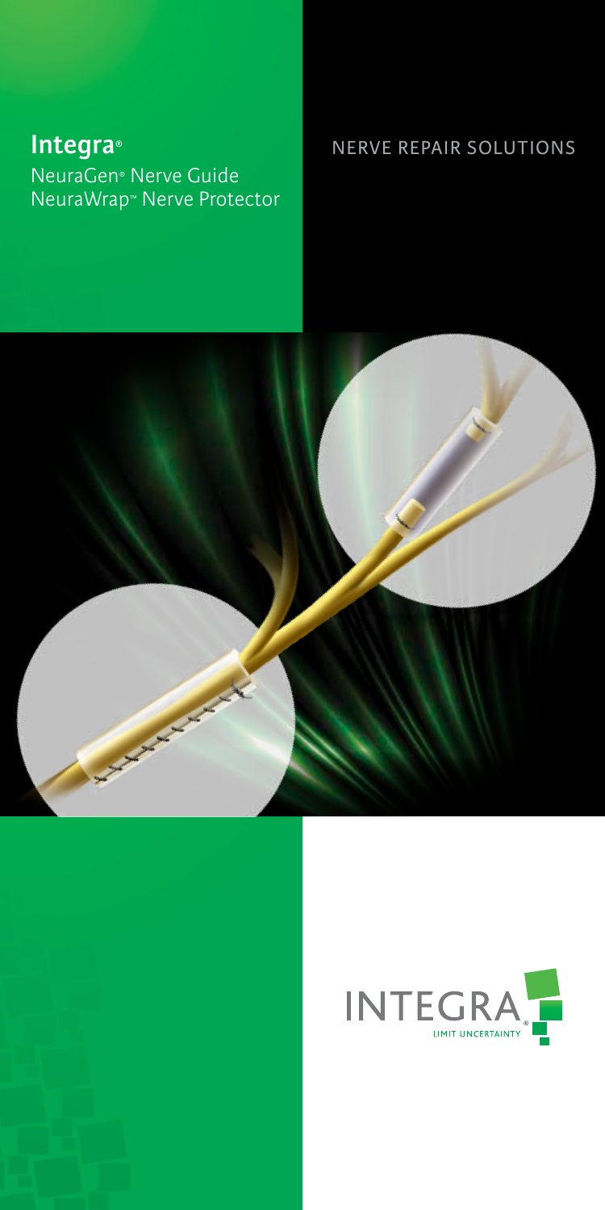# Integra®

NeuraGen® Nerve Guide
NeuraWrap™ Nerve Protector

NERVE REPAIR SOLUTIONS

INTEGRA®

LIMIT UNCERTAINTY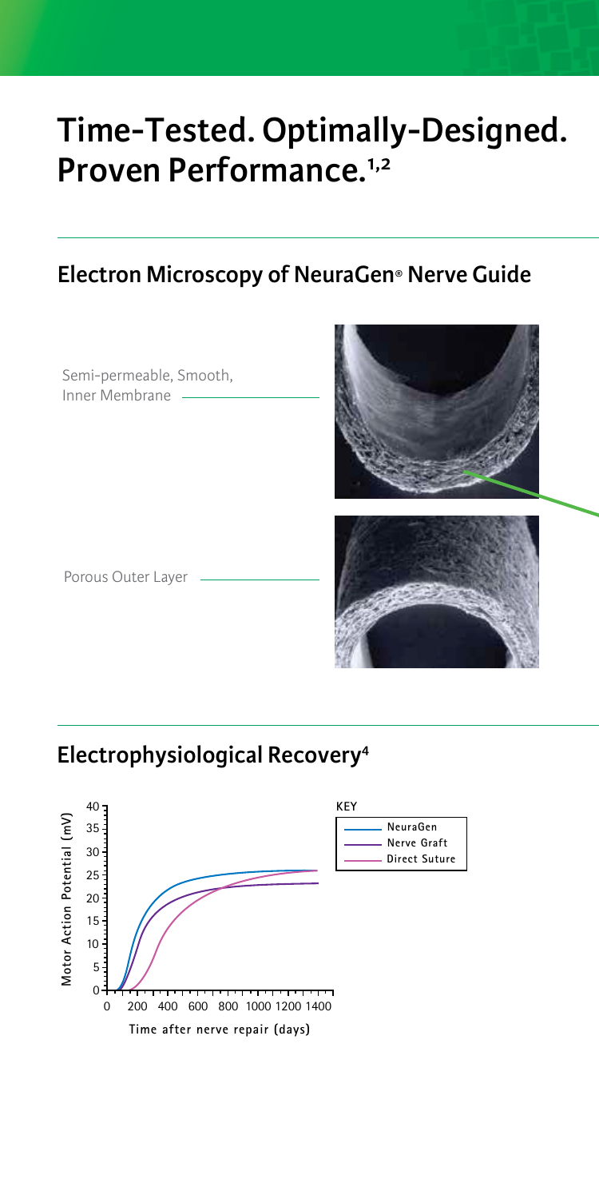# Time-Tested. Optimally-Designed. Proven Performance.[1,2]

## Electron Microscopy of NeuraGen® Nerve Guide

Semi-permeable, Smooth, Inner Membrane

Porous Outer Layer

## Electrophysiological Recovery[4]

KEY
- NeuraGen
- Nerve Graft
- Direct Suture

Motor Action Potential (mV)

Time after nerve repair (days)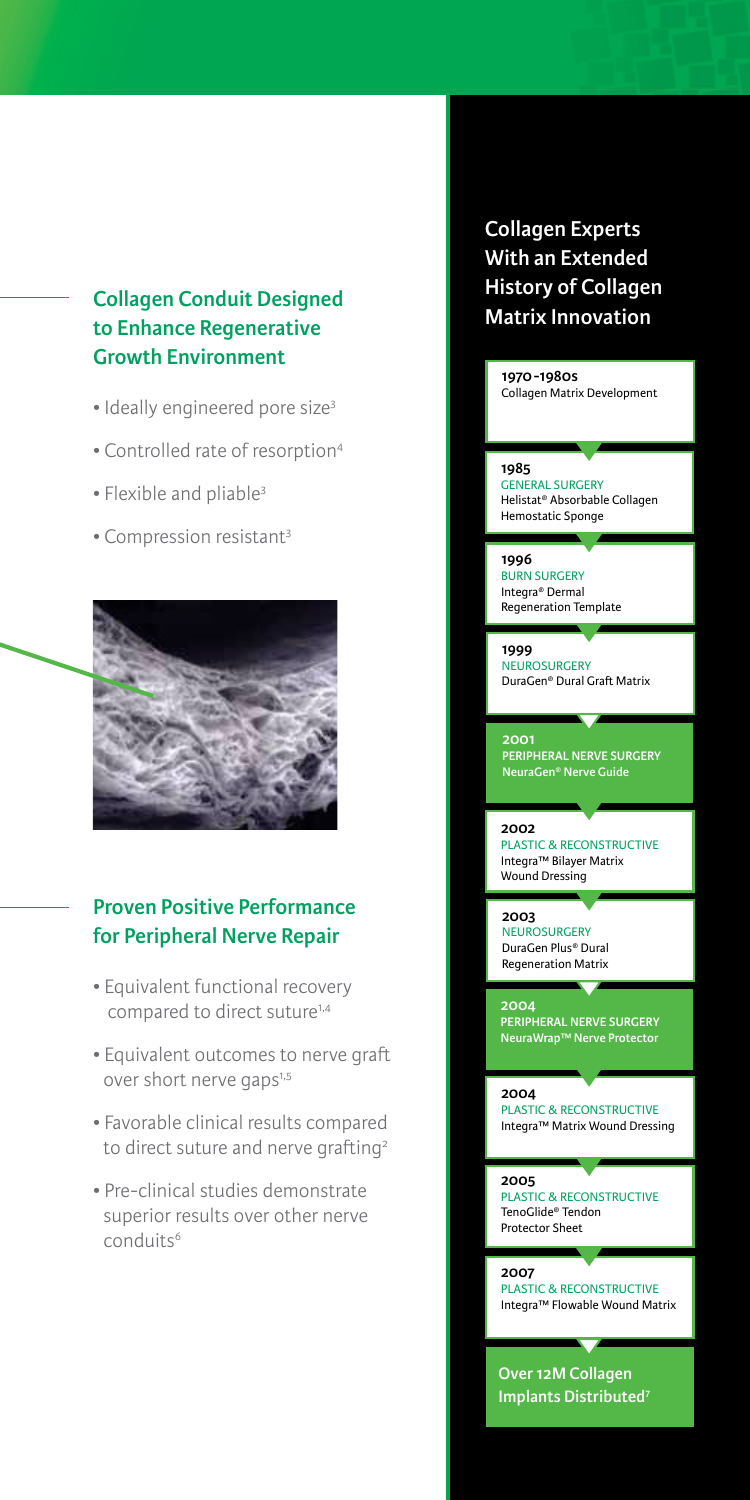## Collagen Conduit Designed to Enhance Regenerative Growth Environment

- Ideally engineered pore size[3]
- Controlled rate of resorption[4]
- Flexible and pliable[3]
- Compression resistant[3]

## Proven Positive Performance for Peripheral Nerve Repair

- Equivalent functional recovery compared to direct suture[1,4]
- Equivalent outcomes to nerve graft over short nerve gaps[1,5]
- Favorable clinical results compared to direct suture and nerve grafting[2]
- Pre-clinical studies demonstrate superior results over other nerve conduits[6]

## Collagen Experts With an Extended History of Collagen Matrix Innovation

**1970-1980s**
Collagen Matrix Development

**1985**
GENERAL SURGERY
Helistat® Absorbable Collagen Hemostatic Sponge

**1996**
BURN SURGERY
Integra® Dermal Regeneration Template

**1999**
NEUROSURGERY
DuraGen® Dural Graft Matrix

**2001**
**PERIPHERAL NERVE SURGERY**
**NeuraGen® Nerve Guide**

**2002**
PLASTIC & RECONSTRUCTIVE
Integra™ Bilayer Matrix Wound Dressing

**2003**
NEUROSURGERY
DuraGen Plus® Dural Regeneration Matrix

**2004**
**PERIPHERAL NERVE SURGERY**
**NeuraWrap™ Nerve Protector**

**2004**
PLASTIC & RECONSTRUCTIVE
Integra™ Matrix Wound Dressing

**2005**
PLASTIC & RECONSTRUCTIVE
TenoGlide® Tendon Protector Sheet

**2007**
PLASTIC & RECONSTRUCTIVE
Integra™ Flowable Wound Matrix

**Over 12M Collagen Implants Distributed[7]**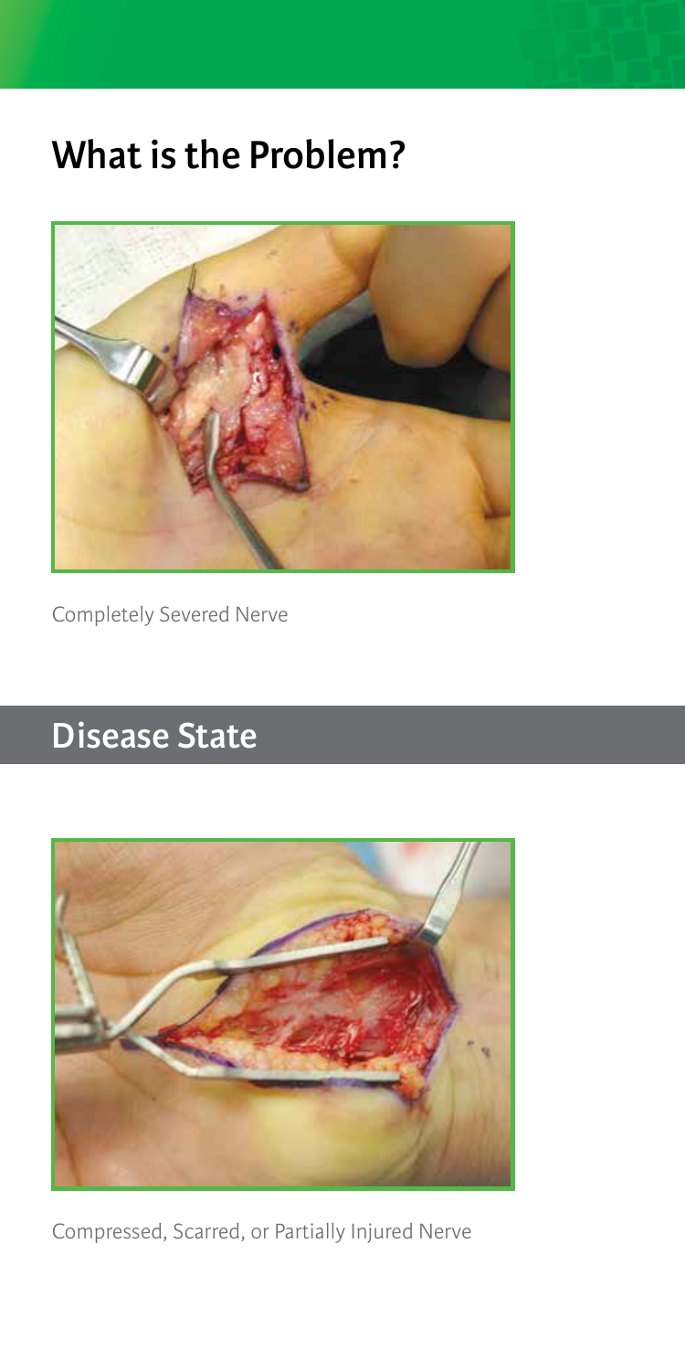## What is the Problem?

Completely Severed Nerve

## Disease State

Compressed, Scarred, or Partially Injured Nerve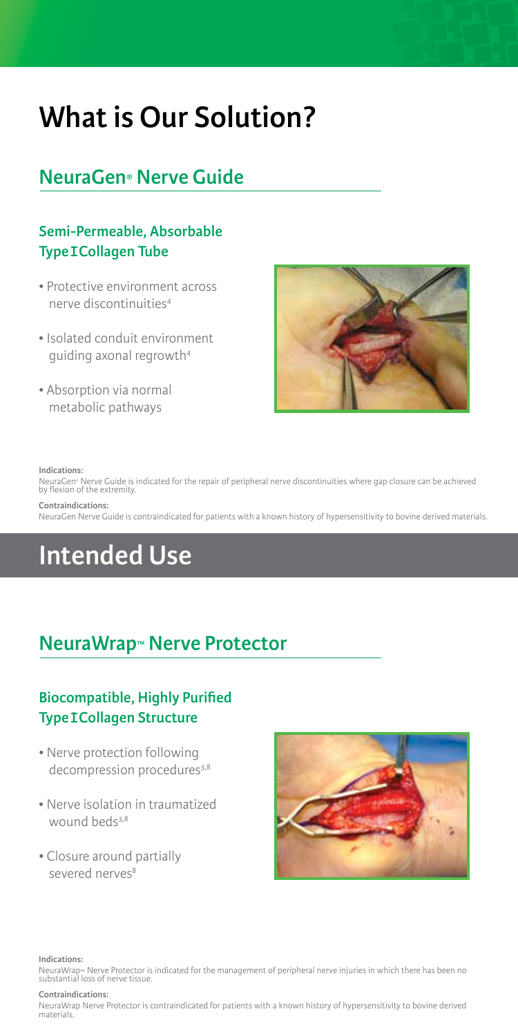# What is Our Solution?

## NeuraGen® Nerve Guide

### Semi-Permeable, Absorbable Type I Collagen Tube

- Protective environment across nerve discontinuities[4]
- Isolated conduit environment guiding axonal regrowth[4]
- Absorption via normal metabolic pathways

**Indications:**
NeuraGen® Nerve Guide is indicated for the repair of peripheral nerve discontinuities where gap closure can be achieved by flexion of the extremity.

**Contraindications:**
NeuraGen Nerve Guide is contraindicated for patients with a known history of hypersensitivity to bovine derived materials.

# Intended Use

## NeuraWrap™ Nerve Protector

### Biocompatible, Highly Purified Type I Collagen Structure

- Nerve protection following decompression procedures[3,8]
- Nerve isolation in traumatized wound beds[3,8]
- Closure around partially severed nerves[8]

**Indications:**
NeuraWrap™ Nerve Protector is indicated for the management of peripheral nerve injuries in which there has been no substantial loss of nerve tissue.

**Contraindications:**
NeuraWrap Nerve Protector is contraindicated for patients with a known history of hypersensitivity to bovine derived materials.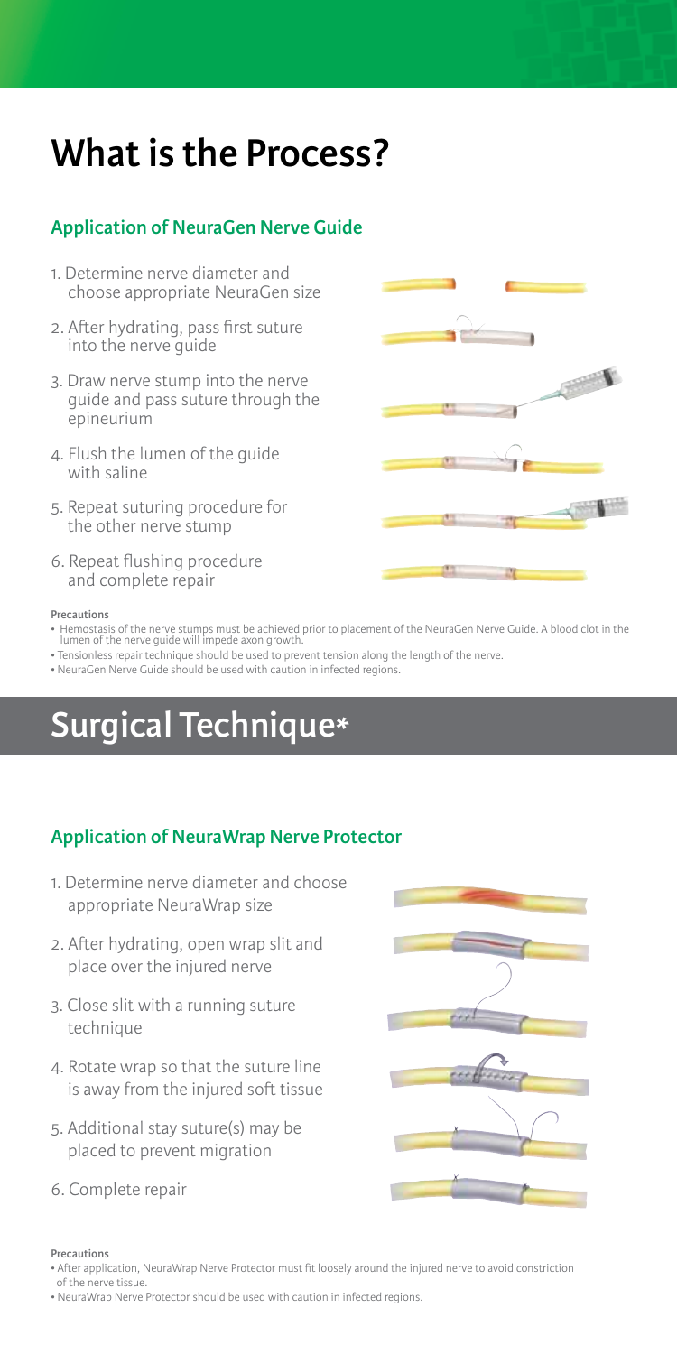# What is the Process?

### Application of NeuraGen Nerve Guide

1. Determine nerve diameter and choose appropriate NeuraGen size
2. After hydrating, pass first suture into the nerve guide
3. Draw nerve stump into the nerve guide and pass suture through the epineurium
4. Flush the lumen of the guide with saline
5. Repeat suturing procedure for the other nerve stump
6. Repeat flushing procedure and complete repair

**Precautions**

- Hemostasis of the nerve stumps must be achieved prior to placement of the NeuraGen Nerve Guide. A blood clot in the lumen of the nerve guide will impede axon growth.
- Tensionless repair technique should be used to prevent tension along the length of the nerve.
- NeuraGen Nerve Guide should be used with caution in infected regions.

# Surgical Technique*

### Application of NeuraWrap Nerve Protector

1. Determine nerve diameter and choose appropriate NeuraWrap size
2. After hydrating, open wrap slit and place over the injured nerve
3. Close slit with a running suture technique
4. Rotate wrap so that the suture line is away from the injured soft tissue
5. Additional stay suture(s) may be placed to prevent migration
6. Complete repair

**Precautions**

- After application, NeuraWrap Nerve Protector must fit loosely around the injured nerve to avoid constriction of the nerve tissue.
- NeuraWrap Nerve Protector should be used with caution in infected regions.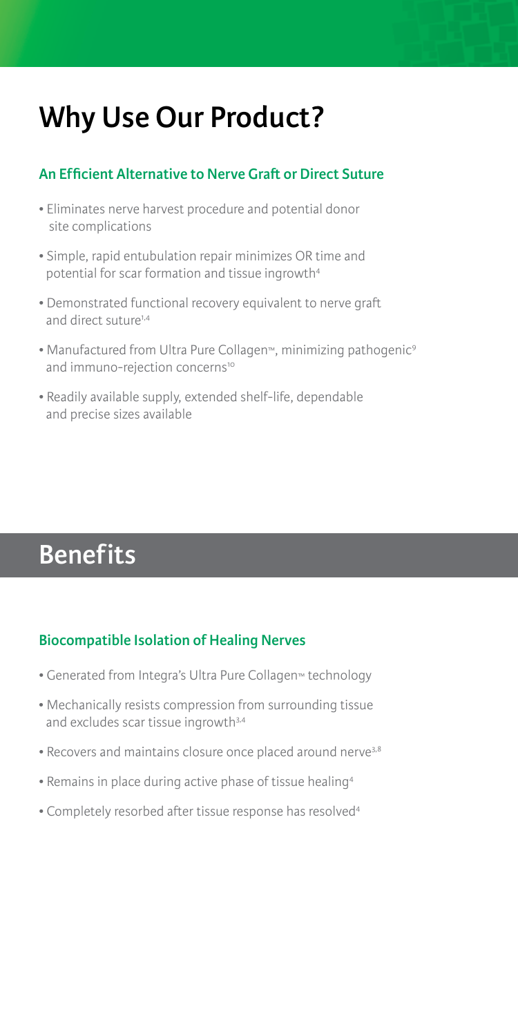# Why Use Our Product?

### An Efficient Alternative to Nerve Graft or Direct Suture

- Eliminates nerve harvest procedure and potential donor site complications
- Simple, rapid entubulation repair minimizes OR time and potential for scar formation and tissue ingrowth[4]
- Demonstrated functional recovery equivalent to nerve graft and direct suture[1,4]
- Manufactured from Ultra Pure Collagen™, minimizing pathogenic[9] and immuno-rejection concerns[10]
- Readily available supply, extended shelf-life, dependable and precise sizes available

# Benefits

### Biocompatible Isolation of Healing Nerves

- Generated from Integra's Ultra Pure Collagen™ technology
- Mechanically resists compression from surrounding tissue and excludes scar tissue ingrowth[3,4]
- Recovers and maintains closure once placed around nerve[3,8]
- Remains in place during active phase of tissue healing[4]
- Completely resorbed after tissue response has resolved[4]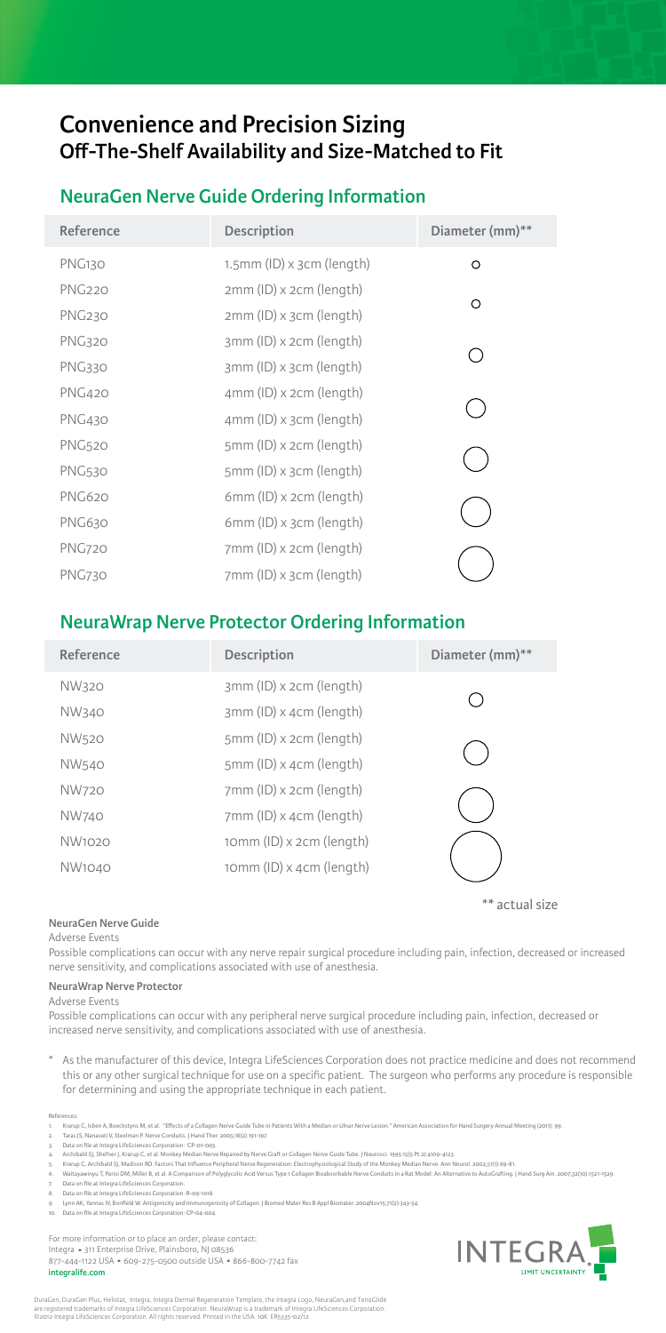# Convenience and Precision Sizing
## Off-The-Shelf Availability and Size-Matched to Fit

### NeuraGen Nerve Guide Ordering Information

| Reference | Description | Diameter (mm)** |
|---|---|---|
| PNG130 | 1.5mm (ID) x 3cm (length) | |
| PNG220 | 2mm (ID) x 2cm (length) | |
| PNG230 | 2mm (ID) x 3cm (length) | |
| PNG320 | 3mm (ID) x 2cm (length) | |
| PNG330 | 3mm (ID) x 3cm (length) | |
| PNG420 | 4mm (ID) x 2cm (length) | |
| PNG430 | 4mm (ID) x 3cm (length) | |
| PNG520 | 5mm (ID) x 2cm (length) | |
| PNG530 | 5mm (ID) x 3cm (length) | |
| PNG620 | 6mm (ID) x 2cm (length) | |
| PNG630 | 6mm (ID) x 3cm (length) | |
| PNG720 | 7mm (ID) x 2cm (length) | |
| PNG730 | 7mm (ID) x 3cm (length) | |

### NeuraWrap Nerve Protector Ordering Information

| Reference | Description | Diameter (mm)** |
|---|---|---|
| NW320 | 3mm (ID) x 2cm (length) | |
| NW340 | 3mm (ID) x 4cm (length) | |
| NW520 | 5mm (ID) x 2cm (length) | |
| NW540 | 5mm (ID) x 4cm (length) | |
| NW720 | 7mm (ID) x 2cm (length) | |
| NW740 | 7mm (ID) x 4cm (length) | |
| NW1020 | 10mm (ID) x 2cm (length) | |
| NW1040 | 10mm (ID) x 4cm (length) | |

** actual size

**NeuraGen Nerve Guide**

Adverse Events

Possible complications can occur with any nerve repair surgical procedure including pain, infection, decreased or increased nerve sensitivity, and complications associated with use of anesthesia.

**NeuraWrap Nerve Protector**

Adverse Events

Possible complications can occur with any peripheral nerve surgical procedure including pain, infection, decreased or increased nerve sensitivity, and complications associated with use of anesthesia.

\* As the manufacturer of this device, Integra LifeSciences Corporation does not practice medicine and does not recommend this or any other surgical technique for use on a specific patient. The surgeon who performs any procedure is responsible for determining and using the appropriate technique in each patient.

References:

1. Krarup C, Isben A, Boeckstyns M, et al. "Effects of a Collagen Nerve Guide Tube in Patients With a Median or Ulnar Nerve Lesion." American Association for Hand Surgery Annual Meeting (2011): 99.
2. Taras JS, Nanavati V, Steelman P. Nerve Conduits. J Hand Ther. 2005;18(2):191-197.
3. Data on file at Integra LifeSciences Corporation: CP-01-003.
4. Archibald SJ, Shefner J, Krarup C, et al. Monkey Median Nerve Repaired by Nerve Graft or Collagen Nerve Guide Tube. J Neurosci. 1995;15(5 Pt 2):4109-4123.
5. Krarup C, Archibald SJ, Madison RD. Factors That Influence Peripheral Nerve Regeneration: Electrophysiological Study of the Monkey Median Nerve. Ann Neurol. 2002;51(1):69-81.
6. Waitayawinyu T, Parisi DM, Miller B, et al. A Comparison of Polyglycolic Acid Versus Type 1 Collagen Bioabsorbable Nerve Conduits in a Rat Model: An Alternative to AutoGrafting. J Hand Surg Am. 2007;32(10):1521-1529.
7. Data on file at Integra LifeSciences Corporation.
8. Data on file at Integra LifeSciences Corporation: R-09-1018.
9. Lynn AK, Yannas IV, Bonfield W. Antigenicity and Immunogenicity of Collagen. J Biomed Mater Res B Appl Biomater. 2004Nov15;71(2):343-54.
10. Data on file at Integra LifeSciences Corporation: CP-04-004.

For more information or to place an order, please contact:
Integra • 311 Enterprise Drive, Plainsboro, NJ 08536
877-444-1122 USA • 609-275-0500 outside USA • 866-800-7742 fax
**integralife.com**

INTEGRA LIMIT UNCERTAINTY

DuraGen, DuraGen Plus, Helistat, Integra, Integra Dermal Regeneration Template, the Integra Logo, NeuraGen, and TenoGlide are registered trademarks of Integra LifeSciences Corporation. NeuraWrap is a trademark of Integra LifeSciences Corporation. ©2012 Integra LifeSciences Corporation. All rights reserved. Printed in the USA. 10K ER5335-02/12